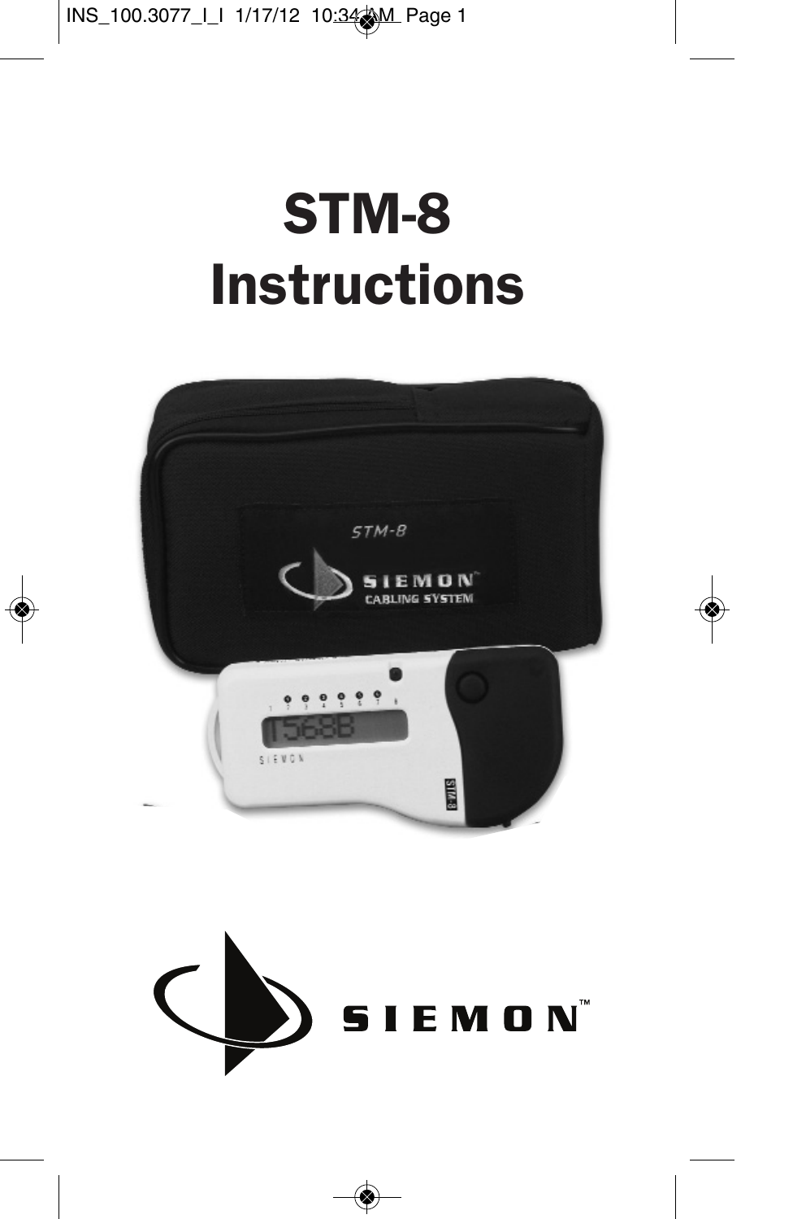# STM-8 Instructions

SIEMON™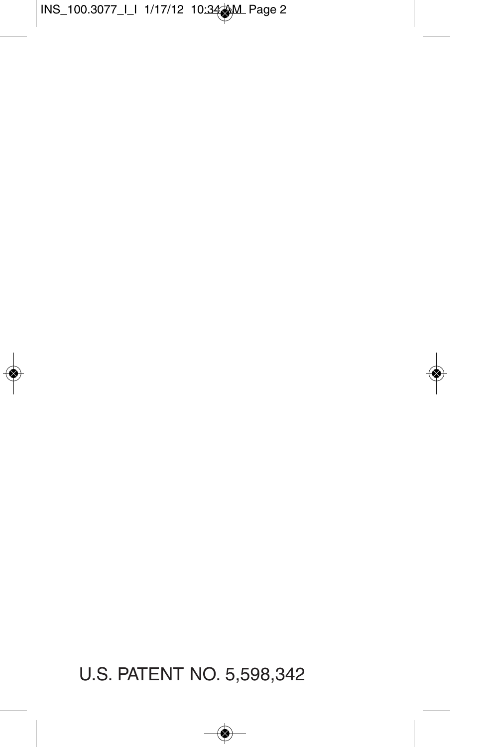U.S. PATENT NO. 5,598,342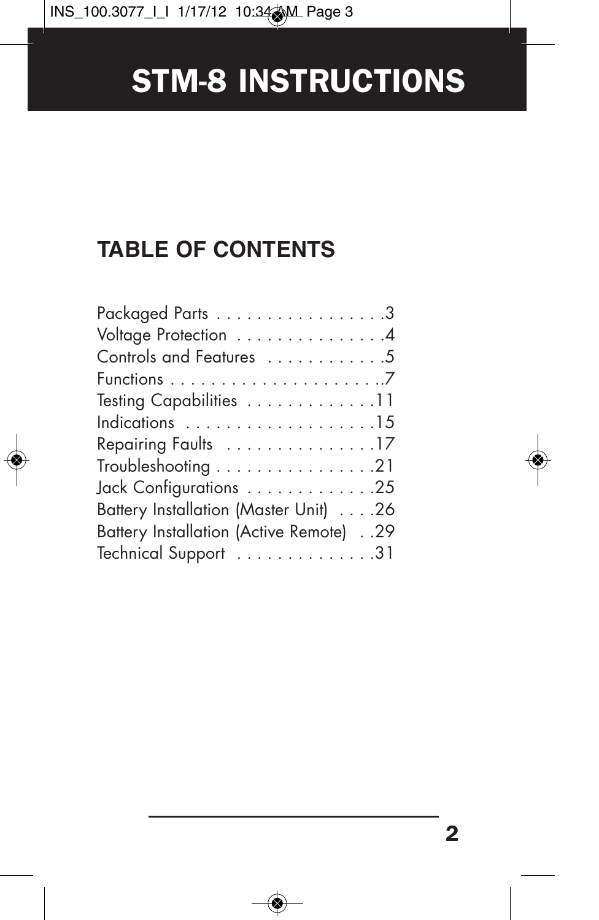# STM-8 INSTRUCTIONS

## TABLE OF CONTENTS

Packaged Parts . . . . . . . . . . . . . . . . . .3
Voltage Protection . . . . . . . . . . . . . . . .4
Controls and Features . . . . . . . . . . . . .5
Functions . . . . . . . . . . . . . . . . . . . . . ..7
Testing Capabilities . . . . . . . . . . . . .11
Indications . . . . . . . . . . . . . . . . . . . .15
Repairing Faults . . . . . . . . . . . . . . .17
Troubleshooting . . . . . . . . . . . . . . . .21
Jack Configurations . . . . . . . . . . . . .25
Battery Installation (Master Unit) . . . .26
Battery Installation (Active Remote) . .29
Technical Support . . . . . . . . . . . . . .31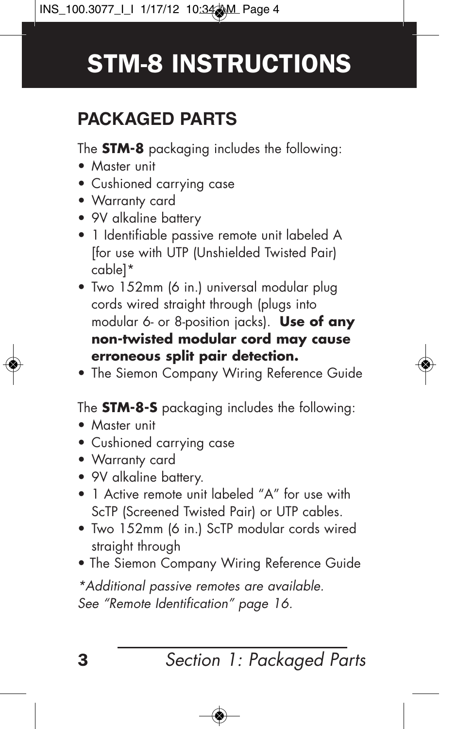# STM-8 INSTRUCTIONS

## PACKAGED PARTS

The **STM-8** packaging includes the following:

- Master unit
- Cushioned carrying case
- Warranty card
- 9V alkaline battery
- 1 Identifiable passive remote unit labeled A [for use with UTP (Unshielded Twisted Pair) cable]*
- Two 152mm (6 in.) universal modular plug cords wired straight through (plugs into modular 6- or 8-position jacks). **Use of any non-twisted modular cord may cause erroneous split pair detection.**
- The Siemon Company Wiring Reference Guide

The **STM-8-S** packaging includes the following:

- Master unit
- Cushioned carrying case
- Warranty card
- 9V alkaline battery.
- 1 Active remote unit labeled "A" for use with ScTP (Screened Twisted Pair) or UTP cables.
- Two 152mm (6 in.) ScTP modular cords wired straight through
- The Siemon Company Wiring Reference Guide

*\*Additional passive remotes are available. See "Remote Identification" page 16.*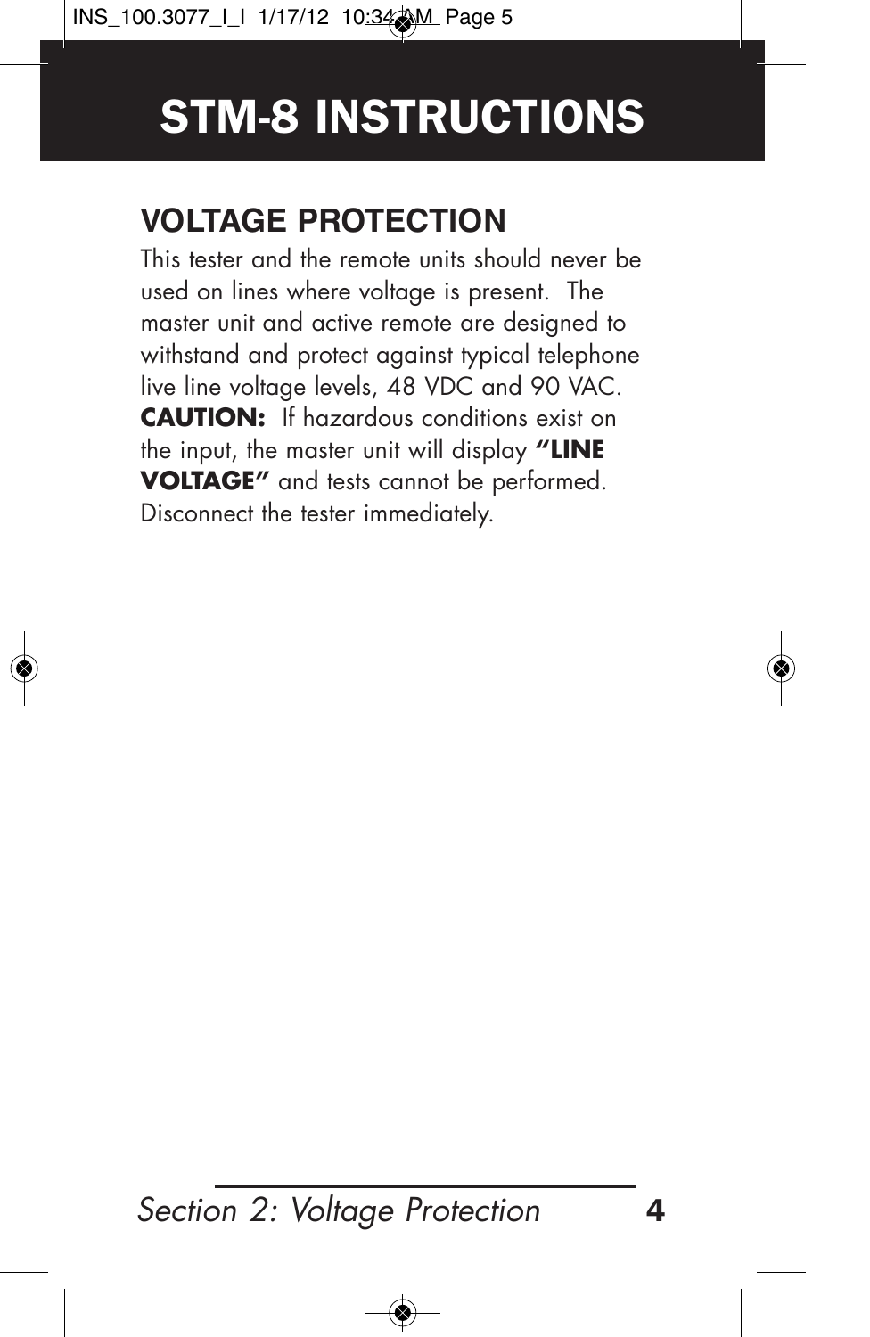# STM-8 INSTRUCTIONS

## VOLTAGE PROTECTION

This tester and the remote units should never be used on lines where voltage is present. The master unit and active remote are designed to withstand and protect against typical telephone live line voltage levels, 48 VDC and 90 VAC. **CAUTION:** If hazardous conditions exist on the input, the master unit will display **"LINE VOLTAGE"** and tests cannot be performed. Disconnect the tester immediately.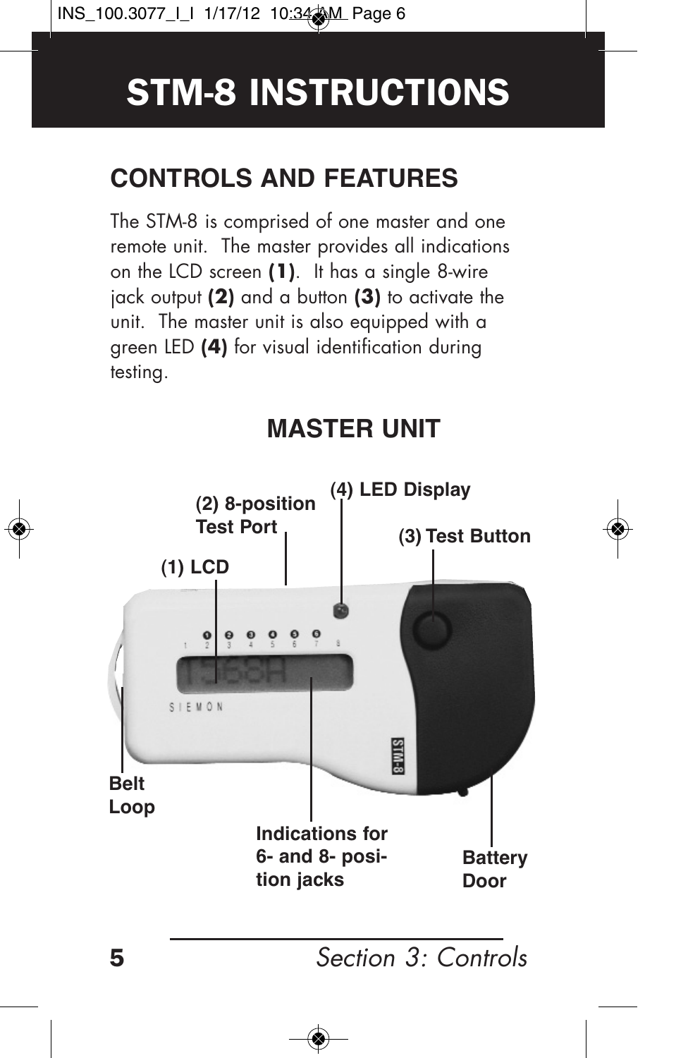# STM-8 INSTRUCTIONS

## CONTROLS AND FEATURES

The STM-8 is comprised of one master and one remote unit. The master provides all indications on the LCD screen **(1)**. It has a single 8-wire jack output **(2)** and a button **(3)** to activate the unit. The master unit is also equipped with a green LED **(4)** for visual identification during testing.

## MASTER UNIT

**(4) LED Display**

**(2) 8-position Test Port**

**(3) Test Button**

**(1) LCD**

**Belt Loop**

**Indications for 6- and 8- position jacks**

**Battery Door**

*Section 3: Controls*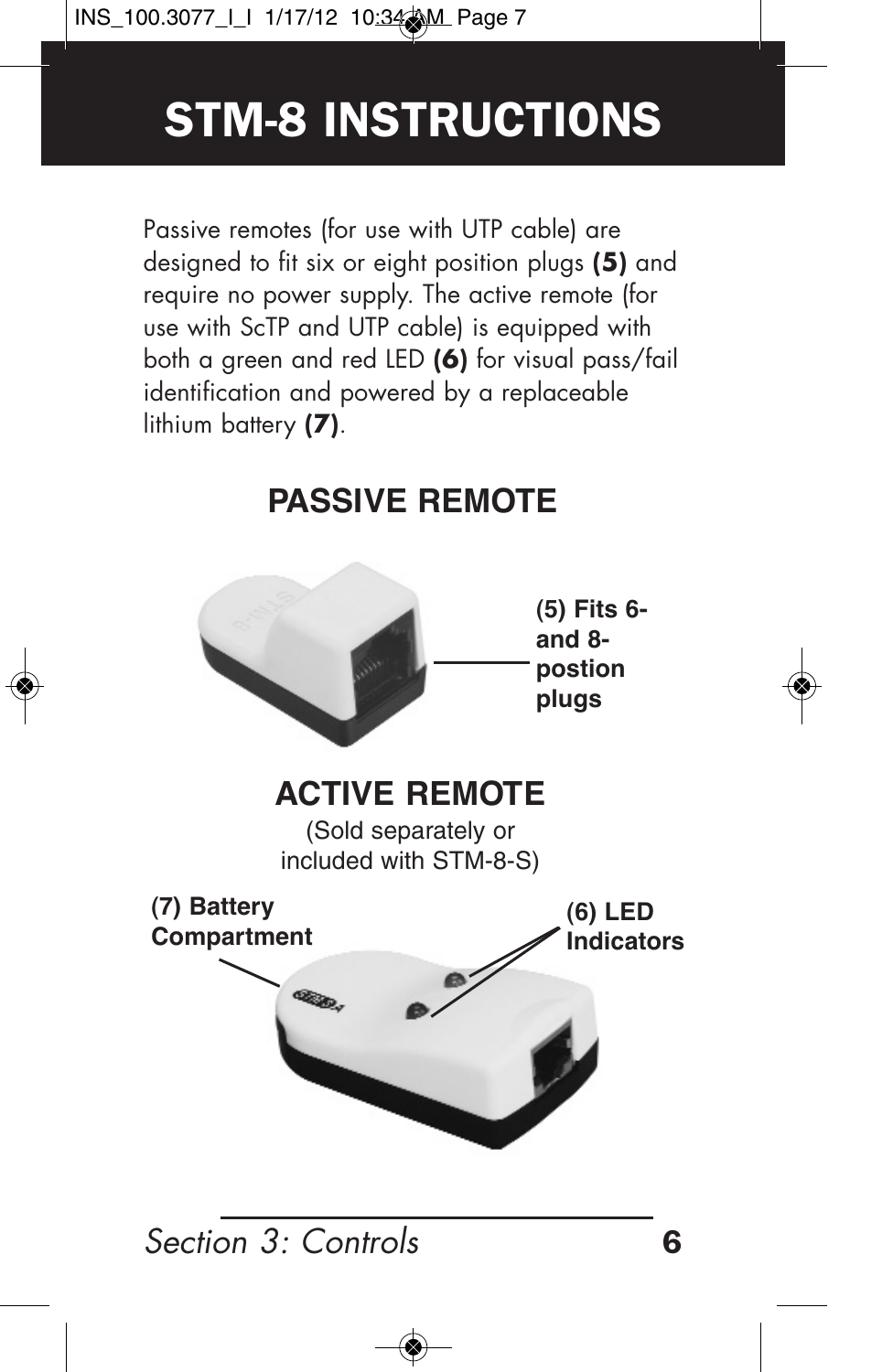# STM-8 INSTRUCTIONS

Passive remotes (for use with UTP cable) are designed to fit six or eight position plugs **(5)** and require no power supply. The active remote (for use with ScTP and UTP cable) is equipped with both a green and red LED **(6)** for visual pass/fail identification and powered by a replaceable lithium battery **(7)**.

## PASSIVE REMOTE

**(5) Fits 6- and 8-postion plugs**

## ACTIVE REMOTE

(Sold separately or included with STM-8-S)

**(7) Battery Compartment**

**(6) LED Indicators**

*Section 3: Controls*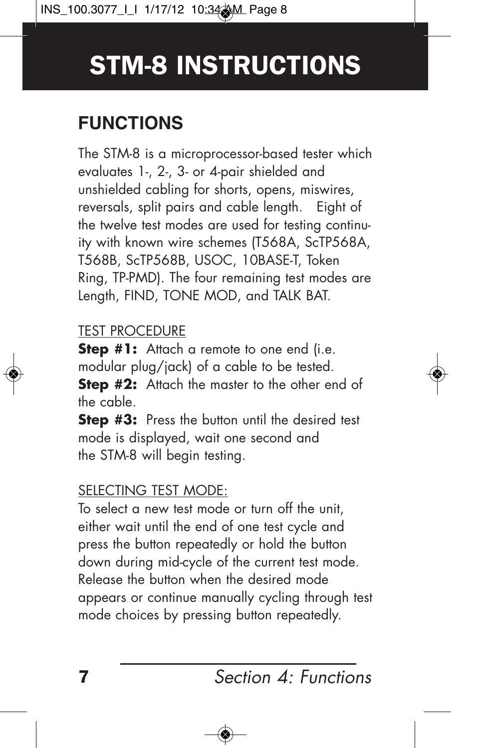# STM-8 INSTRUCTIONS

## FUNCTIONS

The STM-8 is a microprocessor-based tester which evaluates 1-, 2-, 3- or 4-pair shielded and unshielded cabling for shorts, opens, miswires, reversals, split pairs and cable length. Eight of the twelve test modes are used for testing continuity with known wire schemes (T568A, ScTP568A, T568B, ScTP568B, USOC, 10BASE-T, Token Ring, TP-PMD). The four remaining test modes are Length, FIND, TONE MOD, and TALK BAT.

TEST PROCEDURE

**Step #1:** Attach a remote to one end (i.e. modular plug/jack) of a cable to be tested.
**Step #2:** Attach the master to the other end of the cable.
**Step #3:** Press the button until the desired test mode is displayed, wait one second and the STM-8 will begin testing.

SELECTING TEST MODE:

To select a new test mode or turn off the unit, either wait until the end of one test cycle and press the button repeatedly or hold the button down during mid-cycle of the current test mode. Release the button when the desired mode appears or continue manually cycling through test mode choices by pressing button repeatedly.

*Section 4: Functions*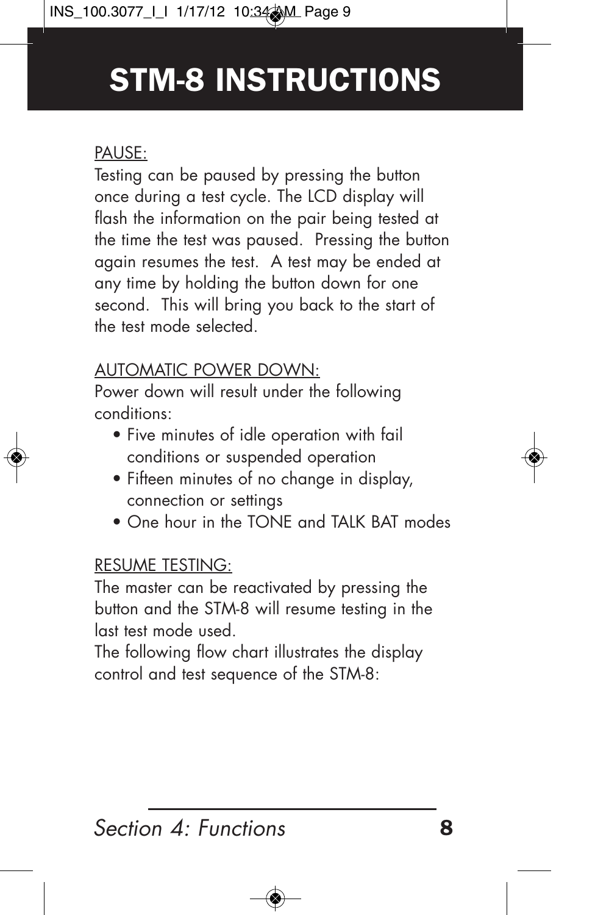# STM-8 INSTRUCTIONS

PAUSE:

Testing can be paused by pressing the button once during a test cycle. The LCD display will flash the information on the pair being tested at the time the test was paused. Pressing the button again resumes the test. A test may be ended at any time by holding the button down for one second. This will bring you back to the start of the test mode selected.

AUTOMATIC POWER DOWN:

Power down will result under the following conditions:

- Five minutes of idle operation with fail conditions or suspended operation
- Fifteen minutes of no change in display, connection or settings
- One hour in the TONE and TALK BAT modes

RESUME TESTING:

The master can be reactivated by pressing the button and the STM-8 will resume testing in the last test mode used.

The following flow chart illustrates the display control and test sequence of the STM-8: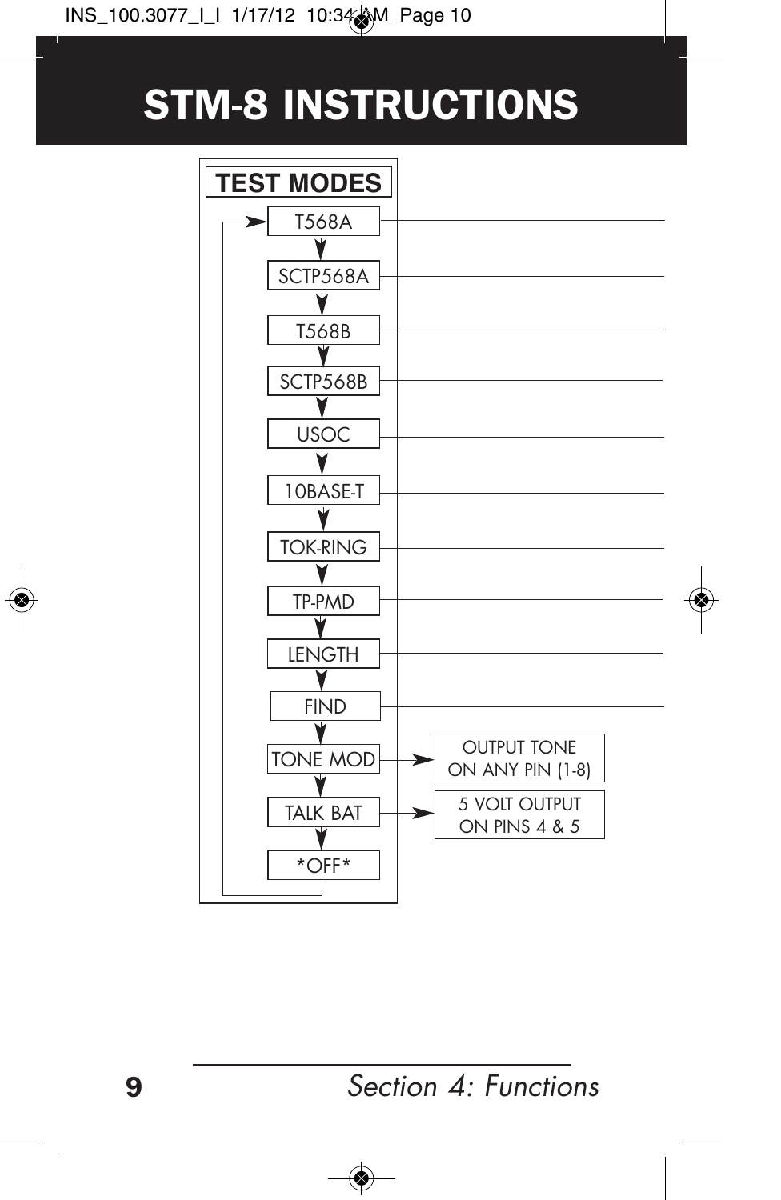# STM-8 INSTRUCTIONS

**TEST MODES**

- T568A
- SCTP568A
- T568B
- SCTP568B
- USOC
- 10BASE-T
- TOK-RING
- TP-PMD
- LENGTH
- FIND
- TONE MOD → OUTPUT TONE ON ANY PIN (1-8)
- TALK BAT → 5 VOLT OUTPUT ON PINS 4 & 5
- *OFF*

*Section 4: Functions*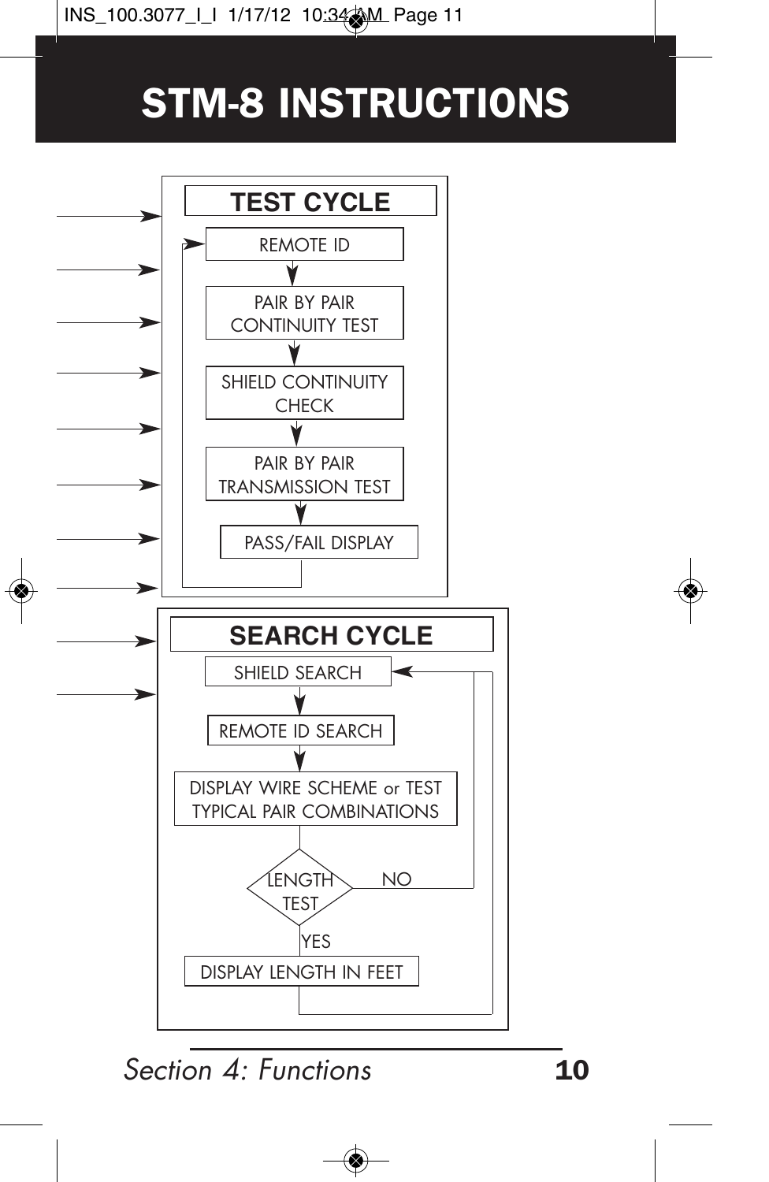# STM-8 INSTRUCTIONS

## TEST CYCLE

REMOTE ID

PAIR BY PAIR CONTINUITY TEST

SHIELD CONTINUITY CHECK

PAIR BY PAIR TRANSMISSION TEST

PASS/FAIL DISPLAY

## SEARCH CYCLE

SHIELD SEARCH

REMOTE ID SEARCH

DISPLAY WIRE SCHEME or TEST TYPICAL PAIR COMBINATIONS

LENGTH TEST

NO

YES

DISPLAY LENGTH IN FEET

*Section 4: Functions*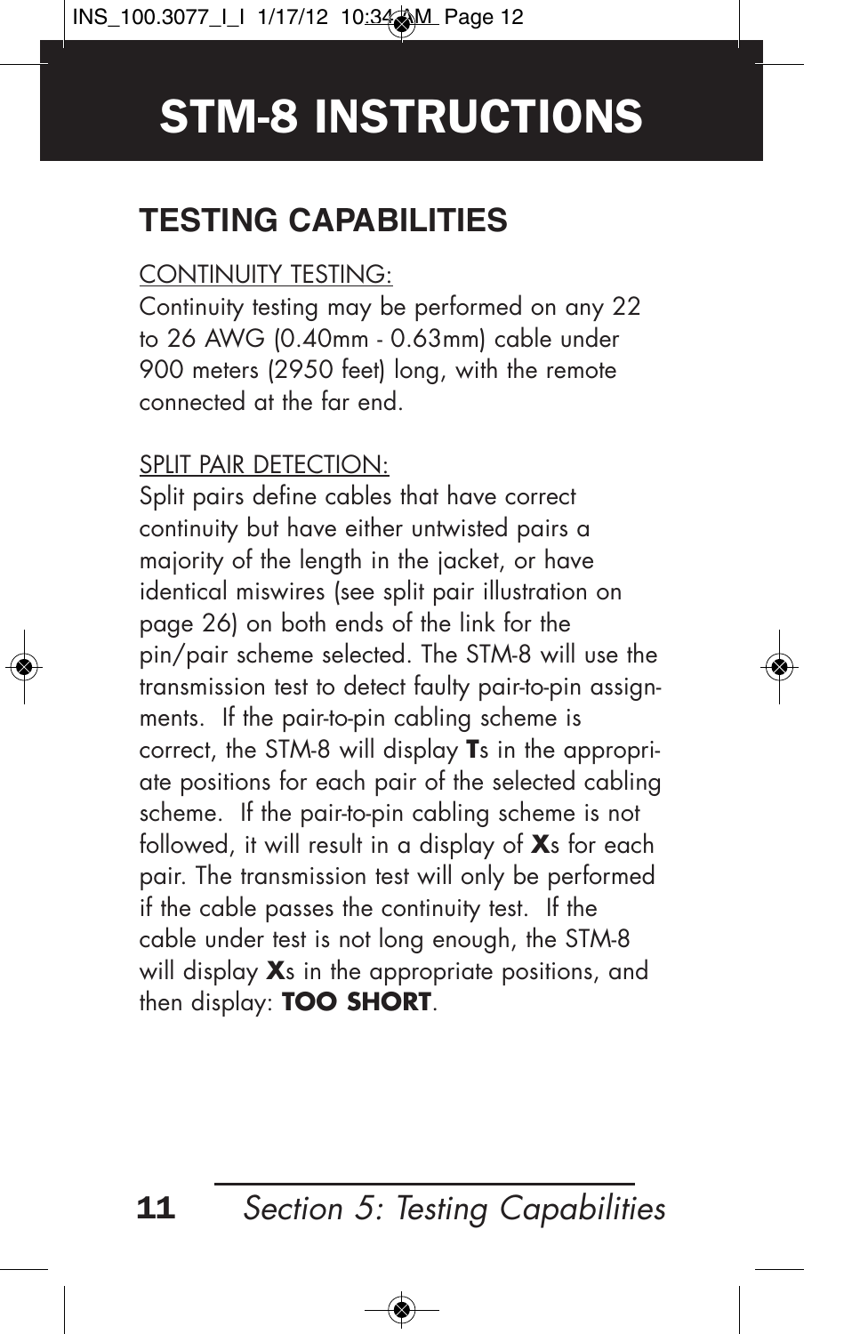# STM-8 INSTRUCTIONS

## TESTING CAPABILITIES

CONTINUITY TESTING:
Continuity testing may be performed on any 22 to 26 AWG (0.40mm - 0.63mm) cable under 900 meters (2950 feet) long, with the remote connected at the far end.

SPLIT PAIR DETECTION:
Split pairs define cables that have correct continuity but have either untwisted pairs a majority of the length in the jacket, or have identical miswires (see split pair illustration on page 26) on both ends of the link for the pin/pair scheme selected. The STM-8 will use the transmission test to detect faulty pair-to-pin assignments. If the pair-to-pin cabling scheme is correct, the STM-8 will display **T**s in the appropriate positions for each pair of the selected cabling scheme. If the pair-to-pin cabling scheme is not followed, it will result in a display of **X**s for each pair. The transmission test will only be performed if the cable passes the continuity test. If the cable under test is not long enough, the STM-8 will display **X**s in the appropriate positions, and then display: **TOO SHORT**.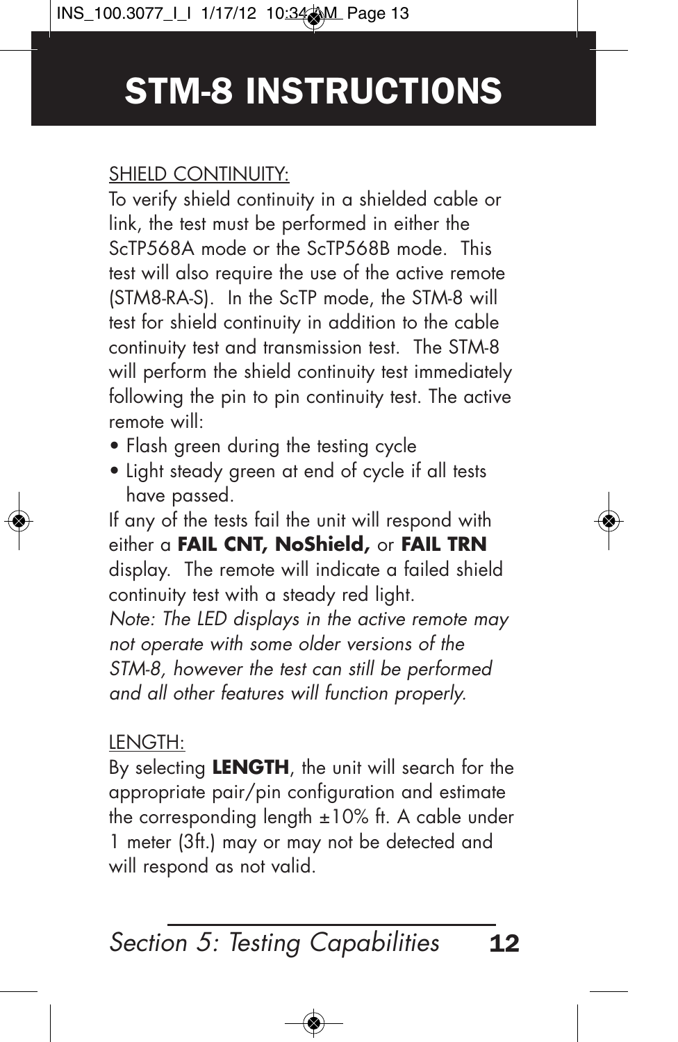# STM-8 INSTRUCTIONS

SHIELD CONTINUITY:

To verify shield continuity in a shielded cable or link, the test must be performed in either the ScTP568A mode or the ScTP568B mode. This test will also require the use of the active remote (STM8-RA-S). In the ScTP mode, the STM-8 will test for shield continuity in addition to the cable continuity test and transmission test. The STM-8 will perform the shield continuity test immediately following the pin to pin continuity test. The active remote will:

- Flash green during the testing cycle
- Light steady green at end of cycle if all tests have passed.

If any of the tests fail the unit will respond with either a **FAIL CNT, NoShield,** or **FAIL TRN** display. The remote will indicate a failed shield continuity test with a steady red light.

*Note: The LED displays in the active remote may not operate with some older versions of the STM-8, however the test can still be performed and all other features will function properly.*

LENGTH:

By selecting **LENGTH**, the unit will search for the appropriate pair/pin configuration and estimate the corresponding length ±10% ft. A cable under 1 meter (3ft.) may or may not be detected and will respond as not valid.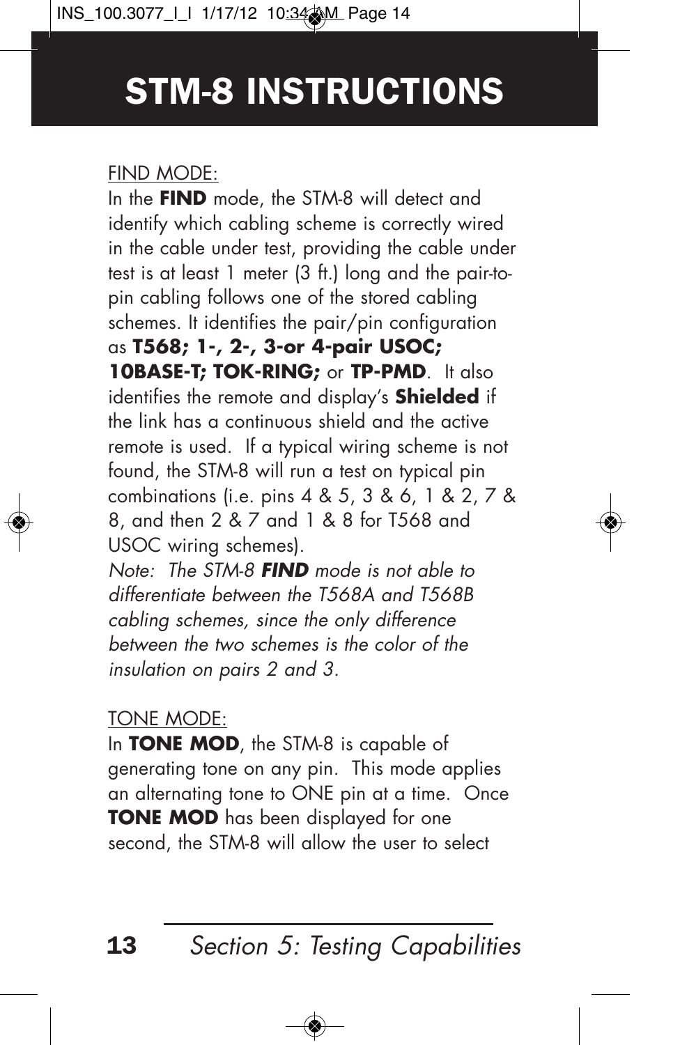# STM-8 INSTRUCTIONS

FIND MODE:

In the **FIND** mode, the STM-8 will detect and identify which cabling scheme is correctly wired in the cable under test, providing the cable under test is at least 1 meter (3 ft.) long and the pair-to-pin cabling follows one of the stored cabling schemes. It identifies the pair/pin configuration as **T568; 1-, 2-, 3-or 4-pair USOC; 10BASE-T; TOK-RING;** or **TP-PMD**. It also identifies the remote and display's **Shielded** if the link has a continuous shield and the active remote is used. If a typical wiring scheme is not found, the STM-8 will run a test on typical pin combinations (i.e. pins 4 & 5, 3 & 6, 1 & 2, 7 & 8, and then 2 & 7 and 1 & 8 for T568 and USOC wiring schemes).

*Note: The STM-8* ***FIND*** *mode is not able to differentiate between the T568A and T568B cabling schemes, since the only difference between the two schemes is the color of the insulation on pairs 2 and 3.*

TONE MODE:

In **TONE MOD**, the STM-8 is capable of generating tone on any pin. This mode applies an alternating tone to ONE pin at a time. Once **TONE MOD** has been displayed for one second, the STM-8 will allow the user to select

Section 5: Testing Capabilities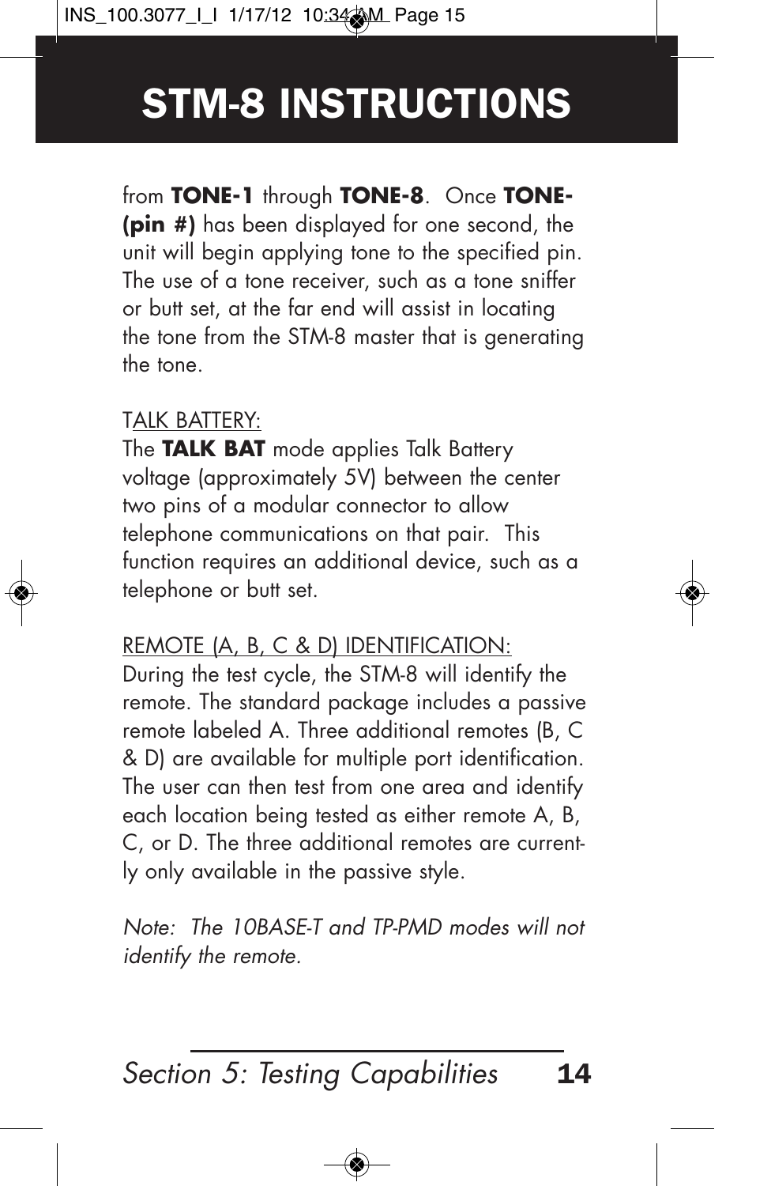# STM-8 INSTRUCTIONS

from **TONE-1** through **TONE-8**. Once **TONE-(pin #)** has been displayed for one second, the unit will begin applying tone to the specified pin. The use of a tone receiver, such as a tone sniffer or butt set, at the far end will assist in locating the tone from the STM-8 master that is generating the tone.

TALK BATTERY:

The **TALK BAT** mode applies Talk Battery voltage (approximately 5V) between the center two pins of a modular connector to allow telephone communications on that pair. This function requires an additional device, such as a telephone or butt set.

REMOTE (A, B, C & D) IDENTIFICATION:

During the test cycle, the STM-8 will identify the remote. The standard package includes a passive remote labeled A. Three additional remotes (B, C & D) are available for multiple port identification. The user can then test from one area and identify each location being tested as either remote A, B, C, or D. The three additional remotes are currently only available in the passive style.

*Note: The 10BASE-T and TP-PMD modes will not identify the remote.*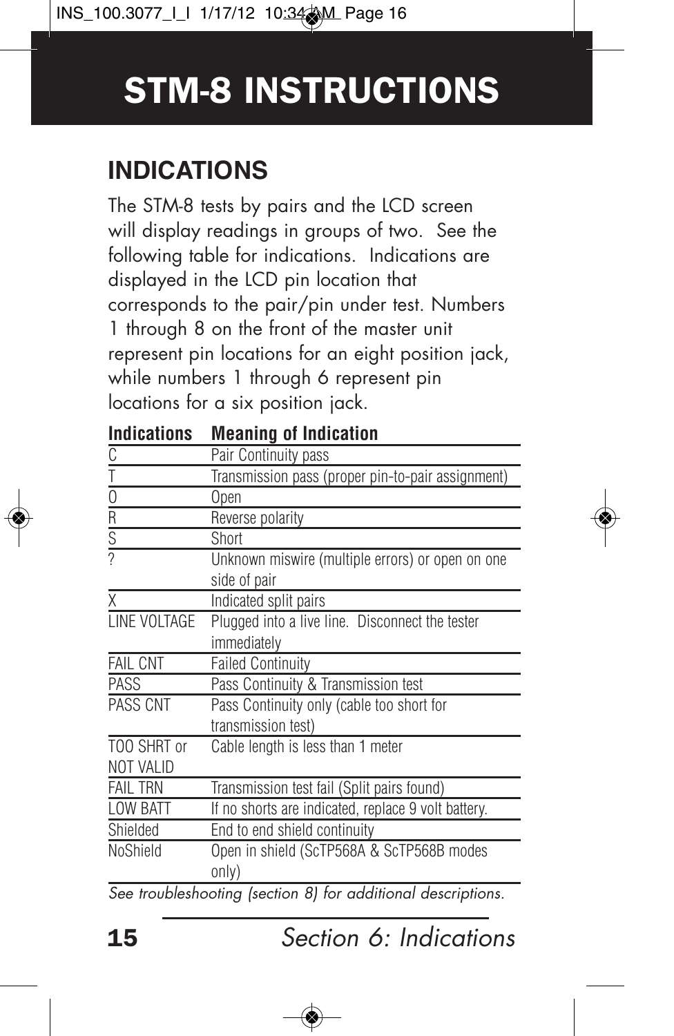# STM-8 INSTRUCTIONS

## INDICATIONS

The STM-8 tests by pairs and the LCD screen will display readings in groups of two. See the following table for indications. Indications are displayed in the LCD pin location that corresponds to the pair/pin under test. Numbers 1 through 8 on the front of the master unit represent pin locations for an eight position jack, while numbers 1 through 6 represent pin locations for a six position jack.

| Indications | Meaning of Indication |
|---|---|
| C | Pair Continuity pass |
| T | Transmission pass (proper pin-to-pair assignment) |
| O | Open |
| R | Reverse polarity |
| S | Short |
| ? | Unknown miswire (multiple errors) or open on one side of pair |
| X | Indicated split pairs |
| LINE VOLTAGE | Plugged into a live line. Disconnect the tester immediately |
| FAIL CNT | Failed Continuity |
| PASS | Pass Continuity & Transmission test |
| PASS CNT | Pass Continuity only (cable too short for transmission test) |
| TOO SHRT or NOT VALID | Cable length is less than 1 meter |
| FAIL TRN | Transmission test fail (Split pairs found) |
| LOW BATT | If no shorts are indicated, replace 9 volt battery. |
| Shielded | End to end shield continuity |
| NoShield | Open in shield (ScTP568A & ScTP568B modes only) |

*See troubleshooting (section 8) for additional descriptions.*

*Section 6: Indications*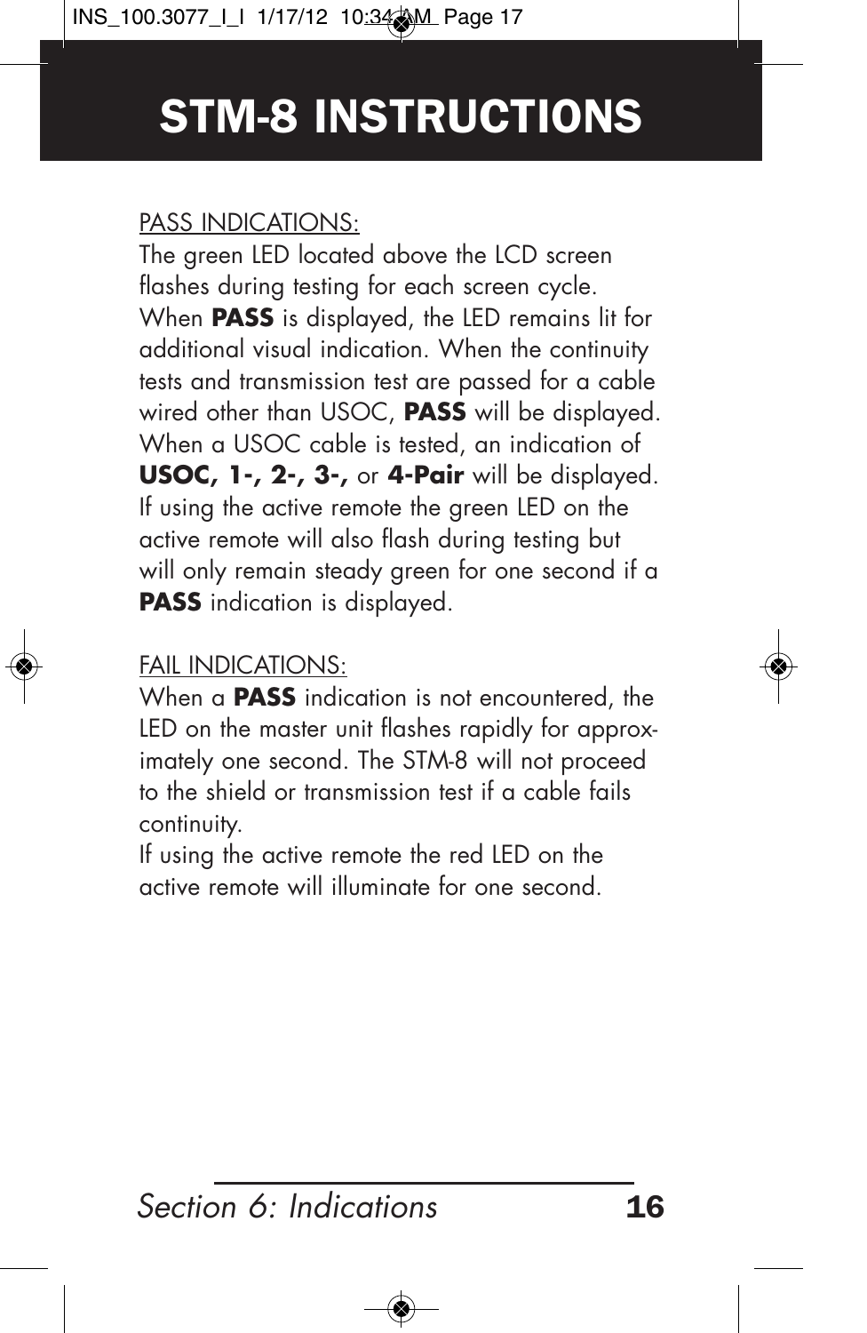# STM-8 INSTRUCTIONS

PASS INDICATIONS:

The green LED located above the LCD screen flashes during testing for each screen cycle. When **PASS** is displayed, the LED remains lit for additional visual indication. When the continuity tests and transmission test are passed for a cable wired other than USOC, **PASS** will be displayed. When a USOC cable is tested, an indication of **USOC, 1-, 2-, 3-,** or **4-Pair** will be displayed. If using the active remote the green LED on the active remote will also flash during testing but will only remain steady green for one second if a **PASS** indication is displayed.

FAIL INDICATIONS:

When a **PASS** indication is not encountered, the LED on the master unit flashes rapidly for approximately one second. The STM-8 will not proceed to the shield or transmission test if a cable fails continuity.

If using the active remote the red LED on the active remote will illuminate for one second.

*Section 6: Indications*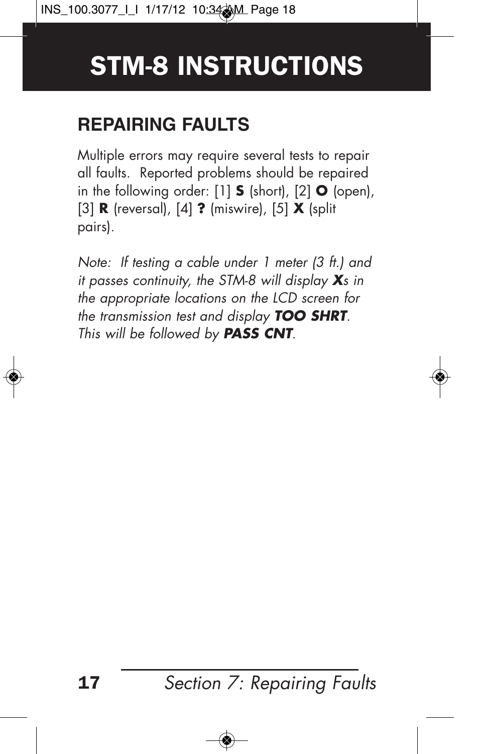# STM-8 INSTRUCTIONS

## REPAIRING FAULTS

Multiple errors may require several tests to repair all faults. Reported problems should be repaired in the following order: [1] **S** (short), [2] **O** (open), [3] **R** (reversal), [4] **?** (miswire), [5] **X** (split pairs).

*Note: If testing a cable under 1 meter (3 ft.) and it passes continuity, the STM-8 will display **X**s in the appropriate locations on the LCD screen for the transmission test and display **TOO SHRT**. This will be followed by **PASS CNT**.*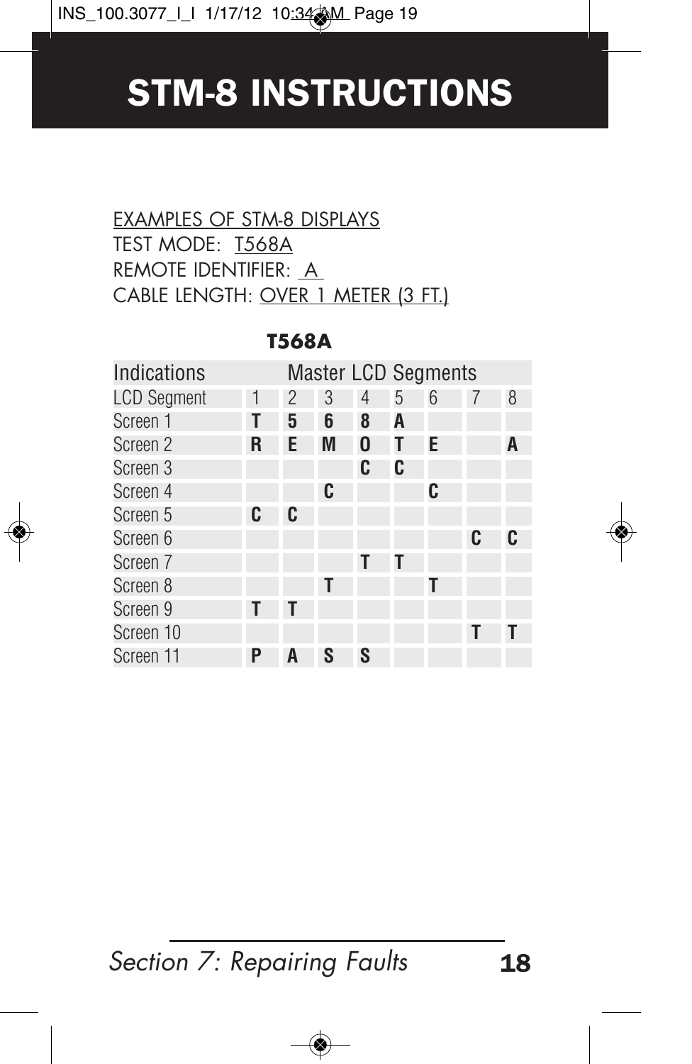# STM-8 INSTRUCTIONS

EXAMPLES OF STM-8 DISPLAYS
TEST MODE: T568A
REMOTE IDENTIFIER: A
CABLE LENGTH: OVER 1 METER (3 FT.)

**T568A**

| Indications | Master LCD Segments | | | | | | | |
|---|---|---|---|---|---|---|---|---|
| LCD Segment | 1 | 2 | 3 | 4 | 5 | 6 | 7 | 8 |
| Screen 1 | **T** | **5** | **6** | **8** | **A** | | | |
| Screen 2 | **R** | **E** | **M** | **O** | **T** | **E** | | **A** |
| Screen 3 | | | | **C** | **C** | | | |
| Screen 4 | | | **C** | | | **C** | | |
| Screen 5 | **C** | **C** | | | | | | |
| Screen 6 | | | | | | | **C** | **C** |
| Screen 7 | | | | **T** | **T** | | | |
| Screen 8 | | | **T** | | | **T** | | |
| Screen 9 | **T** | **T** | | | | | | |
| Screen 10 | | | | | | | **T** | **T** |
| Screen 11 | **P** | **A** | **S** | **S** | | | | |

*Section 7: Repairing Faults*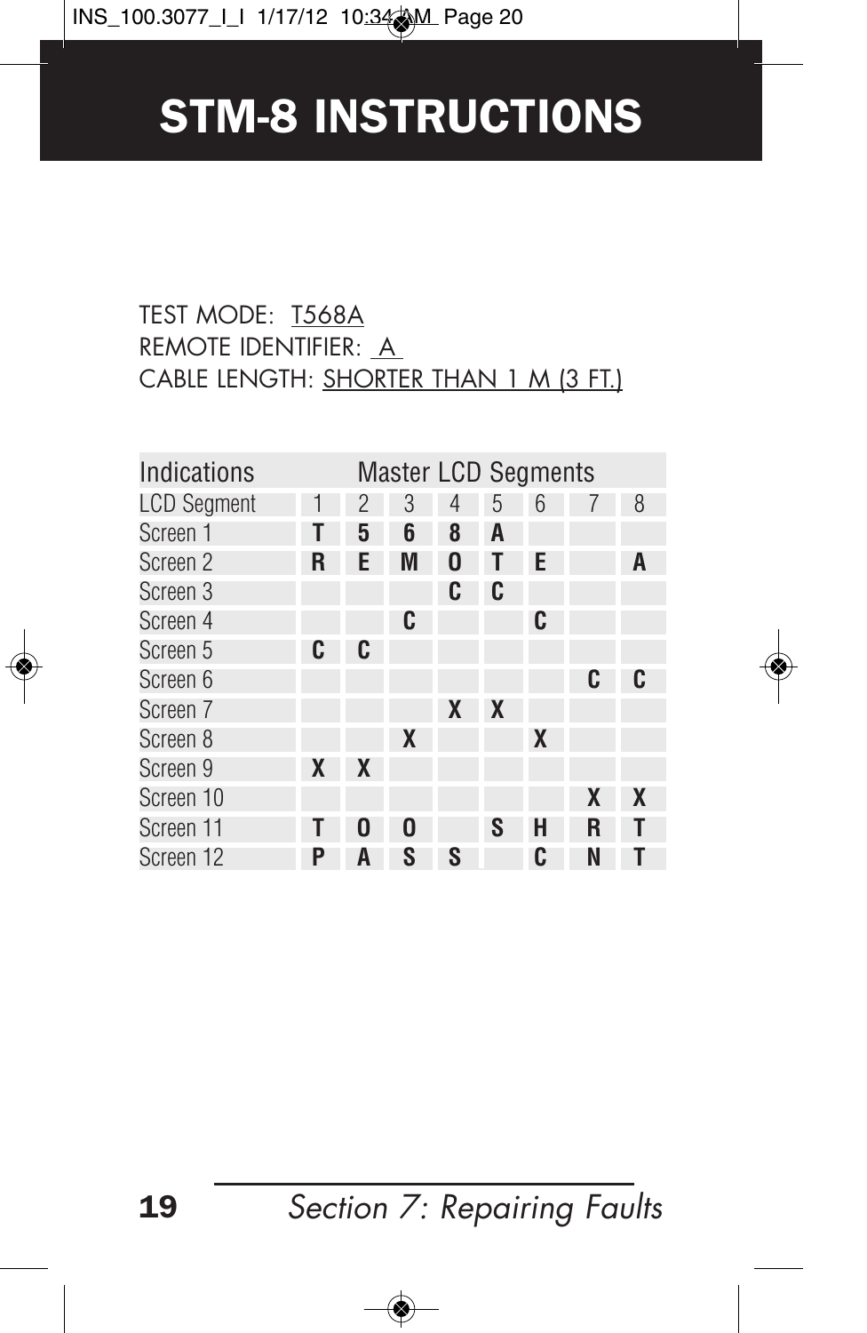# STM-8 INSTRUCTIONS

TEST MODE: T568A
REMOTE IDENTIFIER: A
CABLE LENGTH: SHORTER THAN 1 M (3 FT.)

| Indications | Master LCD Segments | | | | | | | |
|---|---|---|---|---|---|---|---|---|
| LCD Segment | 1 | 2 | 3 | 4 | 5 | 6 | 7 | 8 |
| Screen 1 | **T** | **5** | **6** | **8** | **A** | | | |
| Screen 2 | **R** | **E** | **M** | **O** | **T** | **E** | | **A** |
| Screen 3 | | | | **C** | **C** | | | |
| Screen 4 | | | **C** | | | **C** | | |
| Screen 5 | **C** | **C** | | | | | | |
| Screen 6 | | | | | | | **C** | **C** |
| Screen 7 | | | | **X** | **X** | | | |
| Screen 8 | | | **X** | | | **X** | | |
| Screen 9 | **X** | **X** | | | | | | |
| Screen 10 | | | | | | | **X** | **X** |
| Screen 11 | **T** | **O** | **O** | | **S** | **H** | **R** | **T** |
| Screen 12 | **P** | **A** | **S** | **S** | | **C** | **N** | **T** |

*Section 7: Repairing Faults*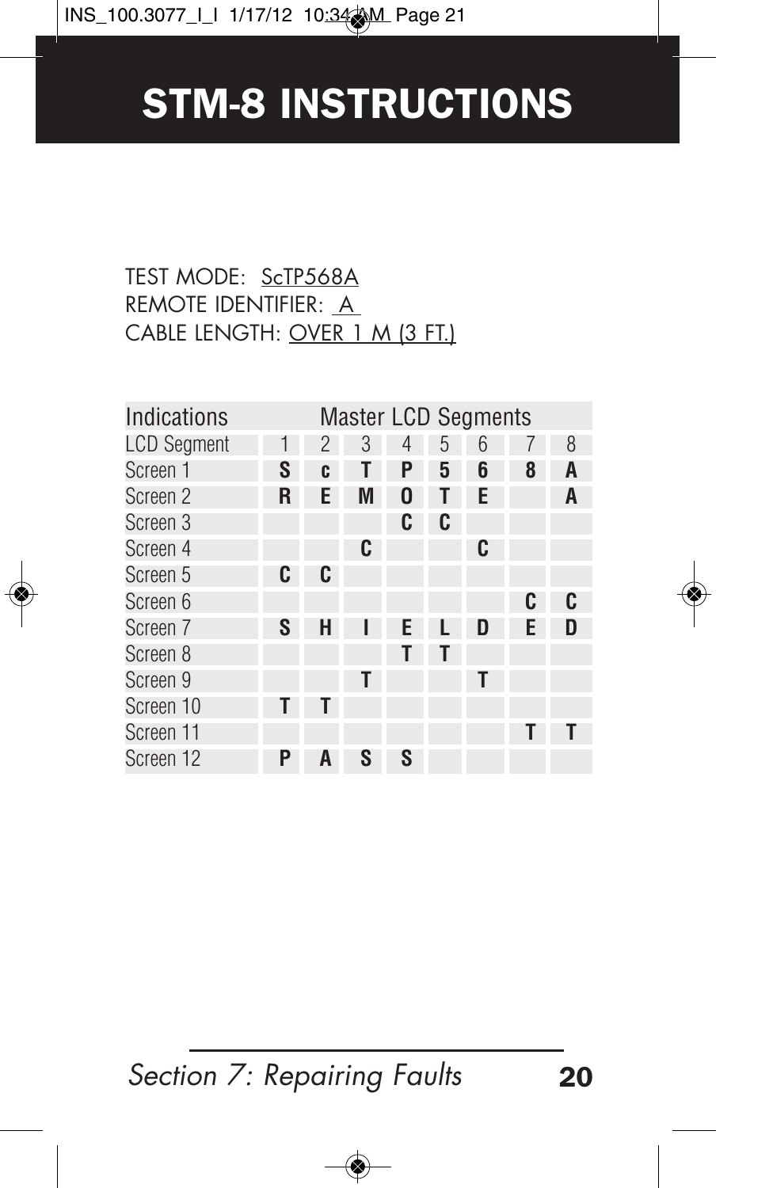# STM-8 INSTRUCTIONS

TEST MODE: ScTP568A
REMOTE IDENTIFIER: A
CABLE LENGTH: OVER 1 M (3 FT.)

| Indications | Master LCD Segments | | | | | | | |
|---|---|---|---|---|---|---|---|---|
| LCD Segment | 1 | 2 | 3 | 4 | 5 | 6 | 7 | 8 |
| Screen 1 | **S** | **c** | **T** | **P** | **5** | **6** | **8** | **A** |
| Screen 2 | **R** | **E** | **M** | **O** | **T** | **E** | | **A** |
| Screen 3 | | | | **C** | **C** | | | |
| Screen 4 | | | **C** | | | **C** | | |
| Screen 5 | **C** | **C** | | | | | | |
| Screen 6 | | | | | | | **C** | **C** |
| Screen 7 | **S** | **H** | **I** | **E** | **L** | **D** | **E** | **D** |
| Screen 8 | | | | **T** | **T** | | | |
| Screen 9 | | | **T** | | | **T** | | |
| Screen 10 | **T** | **T** | | | | | | |
| Screen 11 | | | | | | | **T** | **T** |
| Screen 12 | **P** | **A** | **S** | **S** | | | | |

*Section 7: Repairing Faults*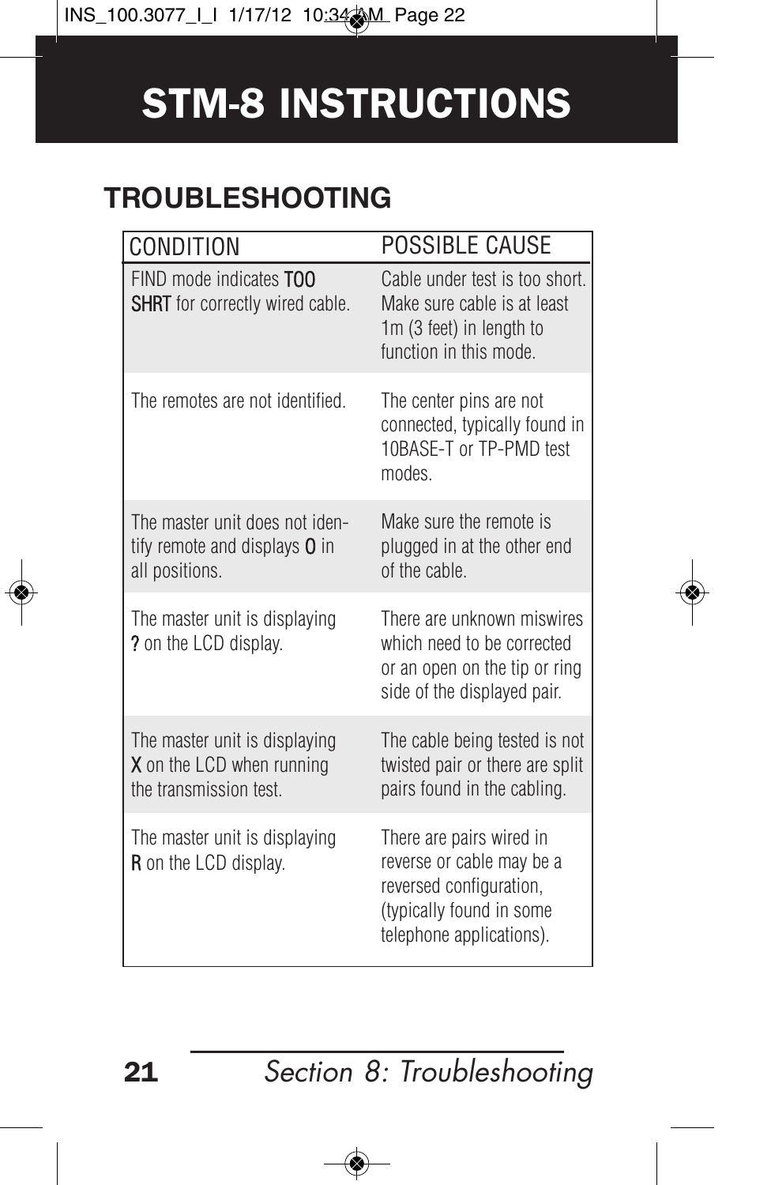# STM-8 INSTRUCTIONS

## TROUBLESHOOTING

| CONDITION | POSSIBLE CAUSE |
| --- | --- |
| FIND mode indicates **TOO SHRT** for correctly wired cable. | Cable under test is too short. Make sure cable is at least 1m (3 feet) in length to function in this mode. |
| The remotes are not identified. | The center pins are not connected, typically found in 10BASE-T or TP-PMD test modes. |
| The master unit does not identify remote and displays **O** in all positions. | Make sure the remote is plugged in at the other end of the cable. |
| The master unit is displaying **?** on the LCD display. | There are unknown miswires which need to be corrected or an open on the tip or ring side of the displayed pair. |
| The master unit is displaying **X** on the LCD when running the transmission test. | The cable being tested is not twisted pair or there are split pairs found in the cabling. |
| The master unit is displaying **R** on the LCD display. | There are pairs wired in reverse or cable may be a reversed configuration, (typically found in some telephone applications). |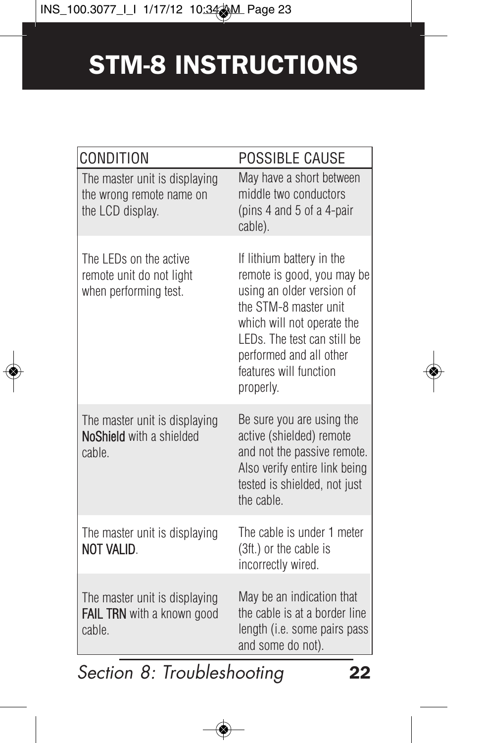# STM-8 INSTRUCTIONS

| CONDITION | POSSIBLE CAUSE |
|---|---|
| The master unit is displaying the wrong remote name on the LCD display. | May have a short between middle two conductors (pins 4 and 5 of a 4-pair cable). |
| The LEDs on the active remote unit do not light when performing test. | If lithium battery in the remote is good, you may be using an older version of the STM-8 master unit which will not operate the LEDs. The test can still be performed and all other features will function properly. |
| The master unit is displaying **NoShield** with a shielded cable. | Be sure you are using the active (shielded) remote and not the passive remote. Also verify entire link being tested is shielded, not just the cable. |
| The master unit is displaying **NOT VALID**. | The cable is under 1 meter (3ft.) or the cable is incorrectly wired. |
| The master unit is displaying **FAIL TRN** with a known good cable. | May be an indication that the cable is at a border line length (i.e. some pairs pass and some do not). |

*Section 8: Troubleshooting*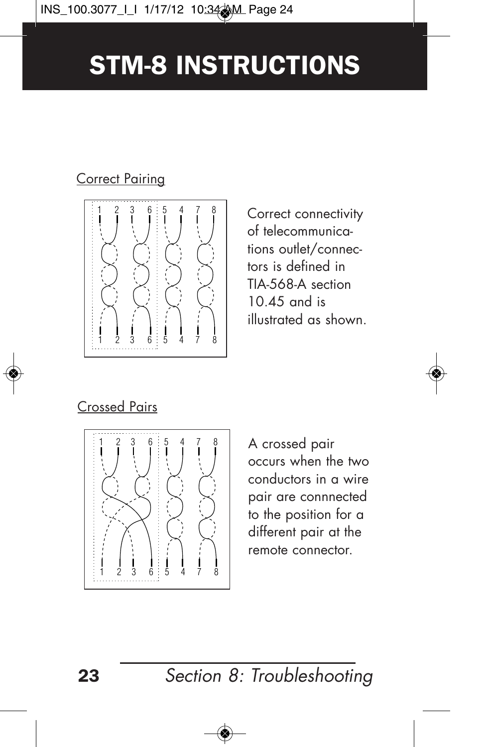# STM-8 INSTRUCTIONS

Correct Pairing

1 2 3 6 5 4 7 8

1 2 3 6 5 4 7 8

Correct connectivity of telecommunications outlet/connectors is defined in TIA-568-A section 10.45 and is illustrated as shown.

Crossed Pairs

1 2 3 6 5 4 7 8

1 2 3 6 5 4 7 8

A crossed pair occurs when the two conductors in a wire pair are connnected to the position for a different pair at the remote connector.

*Section 8: Troubleshooting*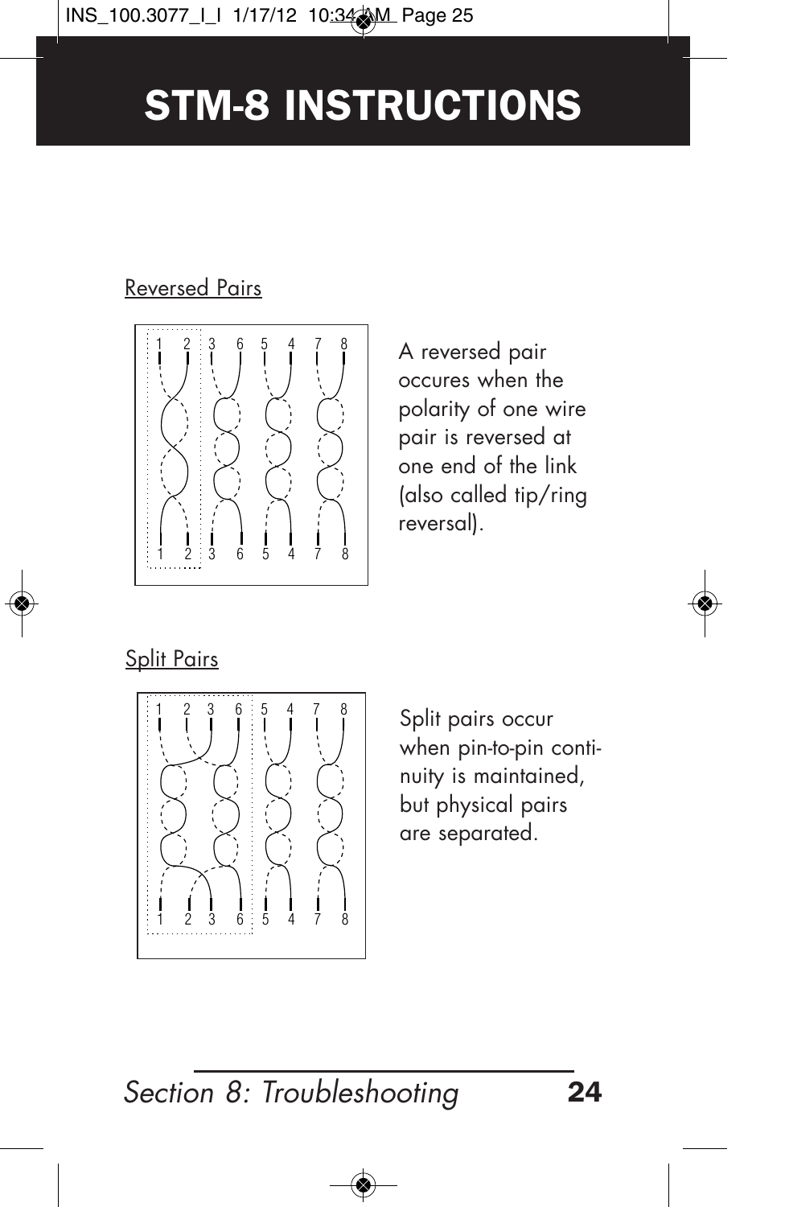# STM-8 INSTRUCTIONS

Reversed Pairs

1 2 3 6 5 4 7 8

1 2 3 6 5 4 7 8

A reversed pair occures when the polarity of one wire pair is reversed at one end of the link (also called tip/ring reversal).

Split Pairs

1 2 3 6 5 4 7 8

1 2 3 6 5 4 7 8

Split pairs occur when pin-to-pin continuity is maintained, but physical pairs are separated.

*Section 8: Troubleshooting*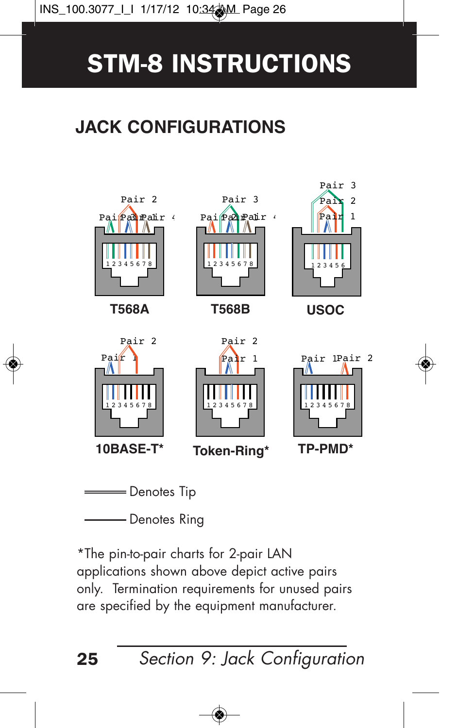# STM-8 INSTRUCTIONS

## JACK CONFIGURATIONS

T568A

T568B

USOC

10BASE-T*

Token-Ring*

TP-PMD*

Denotes Tip

Denotes Ring

*The pin-to-pair charts for 2-pair LAN applications shown above depict active pairs only. Termination requirements for unused pairs are specified by the equipment manufacturer.

*Section 9: Jack Configuration*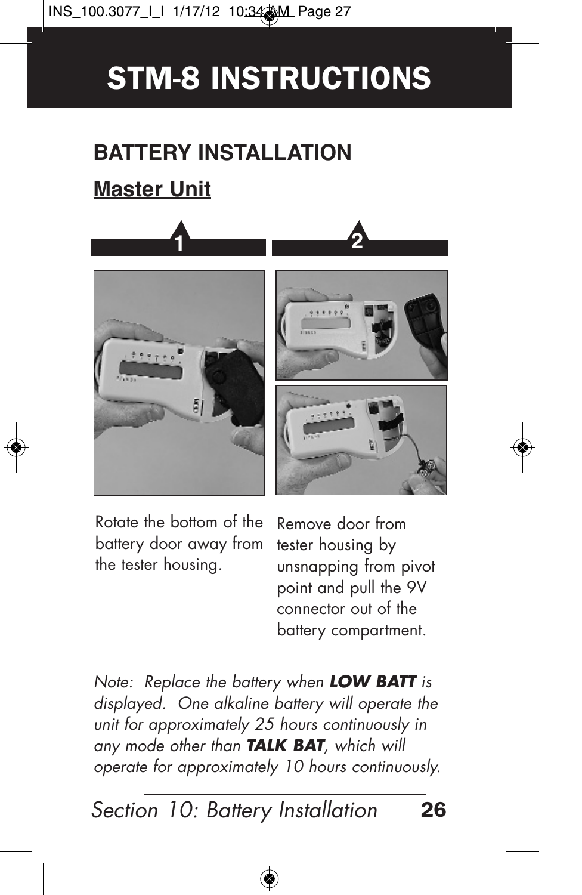# STM-8 INSTRUCTIONS

## BATTERY INSTALLATION

### Master Unit

**1**

Rotate the bottom of the battery door away from the tester housing.

**2**

Remove door from tester housing by unsnapping from pivot point and pull the 9V connector out of the battery compartment.

*Note: Replace the battery when* ***LOW BATT*** *is displayed. One alkaline battery will operate the unit for approximately 25 hours continuously in any mode other than* ***TALK BAT****, which will operate for approximately 10 hours continuously.*

*Section 10: Battery Installation*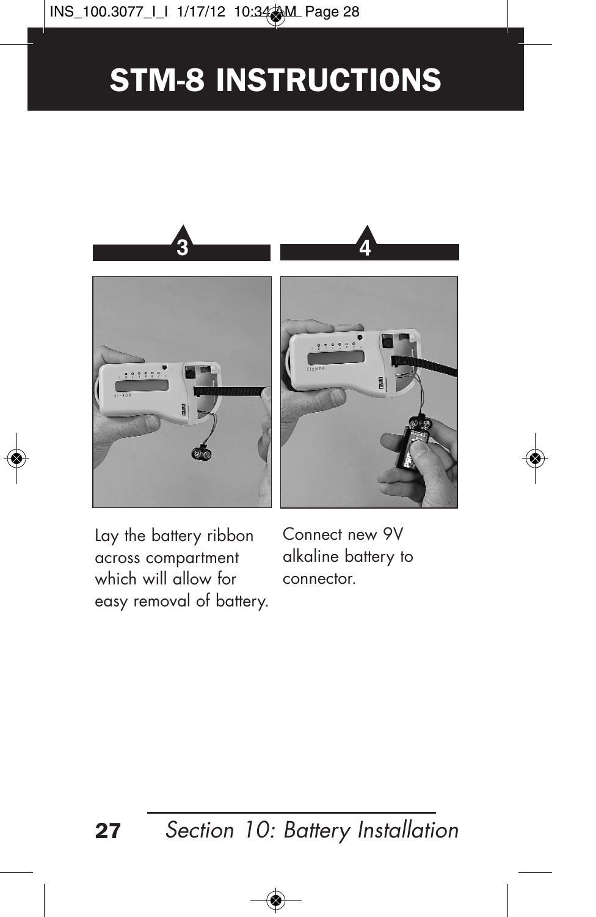# STM-8 INSTRUCTIONS

**3**

Lay the battery ribbon across compartment which will allow for easy removal of battery.

**4**

Connect new 9V alkaline battery to connector.

*Section 10: Battery Installation*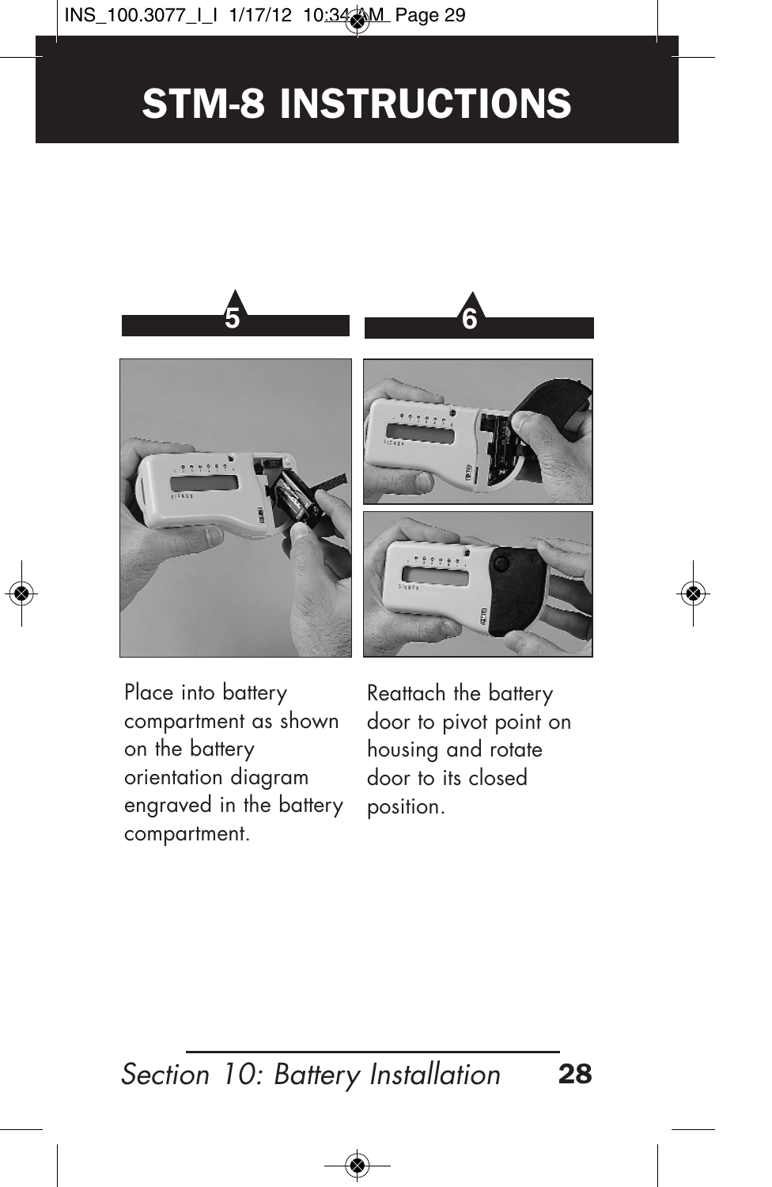# STM-8 INSTRUCTIONS

**5**

Place into battery compartment as shown on the battery orientation diagram engraved in the battery compartment.

**6**

Reattach the battery door to pivot point on housing and rotate door to its closed position.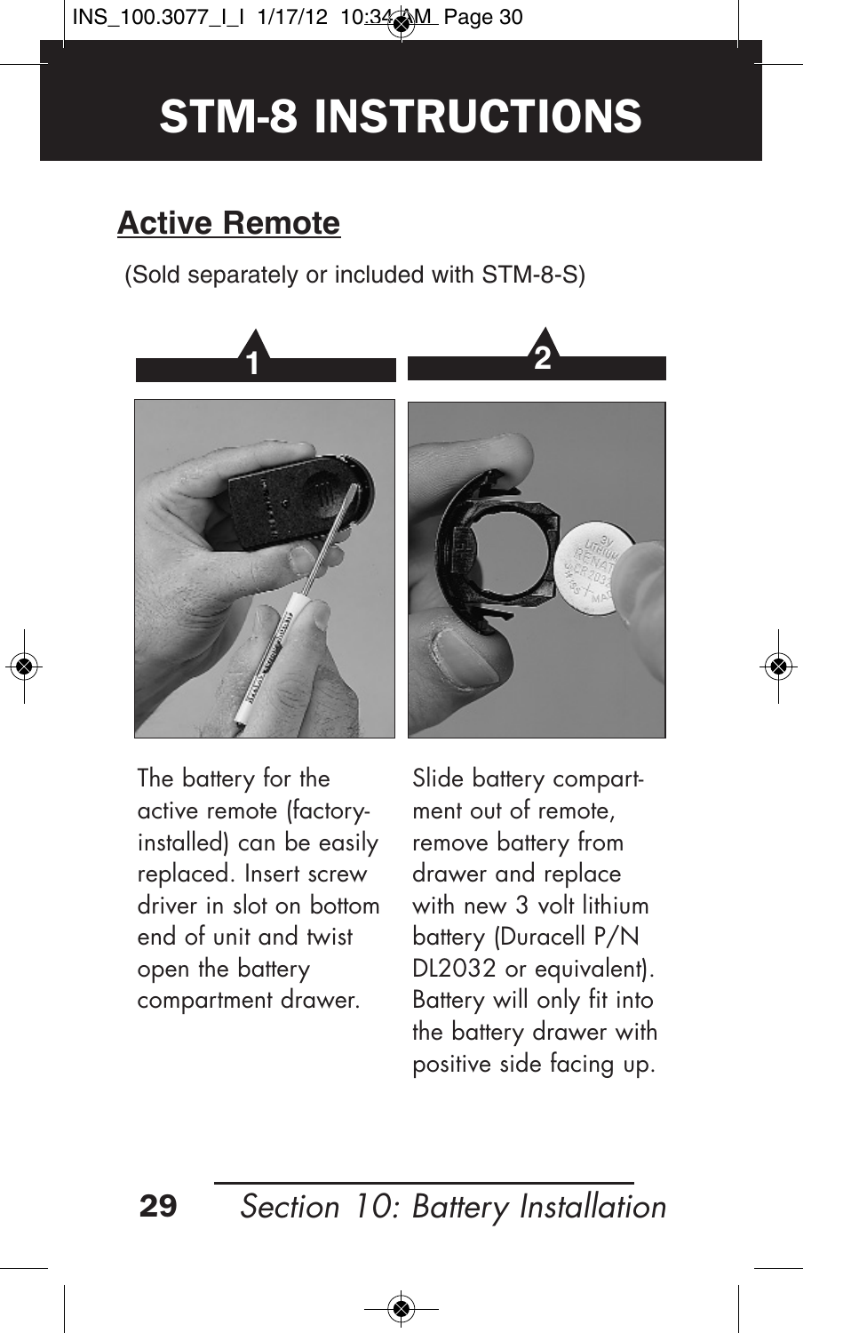# STM-8 INSTRUCTIONS

## Active Remote

(Sold separately or included with STM-8-S)

**1**

The battery for the active remote (factory-installed) can be easily replaced. Insert screw driver in slot on bottom end of unit and twist open the battery compartment drawer.

**2**

Slide battery compartment out of remote, remove battery from drawer and replace with new 3 volt lithium battery (Duracell P/N DL2032 or equivalent). Battery will only fit into the battery drawer with positive side facing up.

*Section 10: Battery Installation*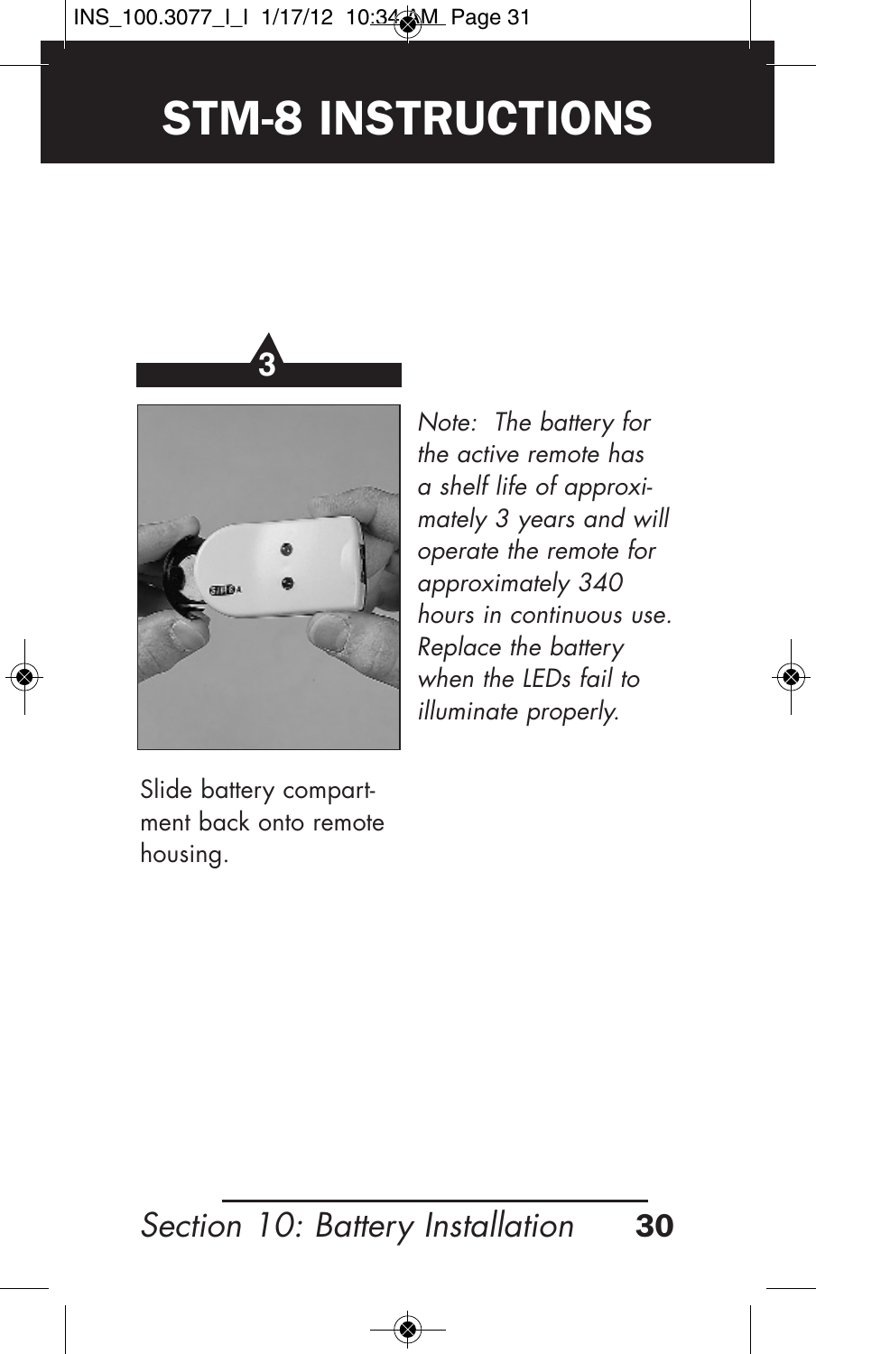# STM-8 INSTRUCTIONS

**3**

Slide battery compartment back onto remote housing.

*Note: The battery for the active remote has a shelf life of approximately 3 years and will operate the remote for approximately 340 hours in continuous use. Replace the battery when the LEDs fail to illuminate properly.*

*Section 10: Battery Installation*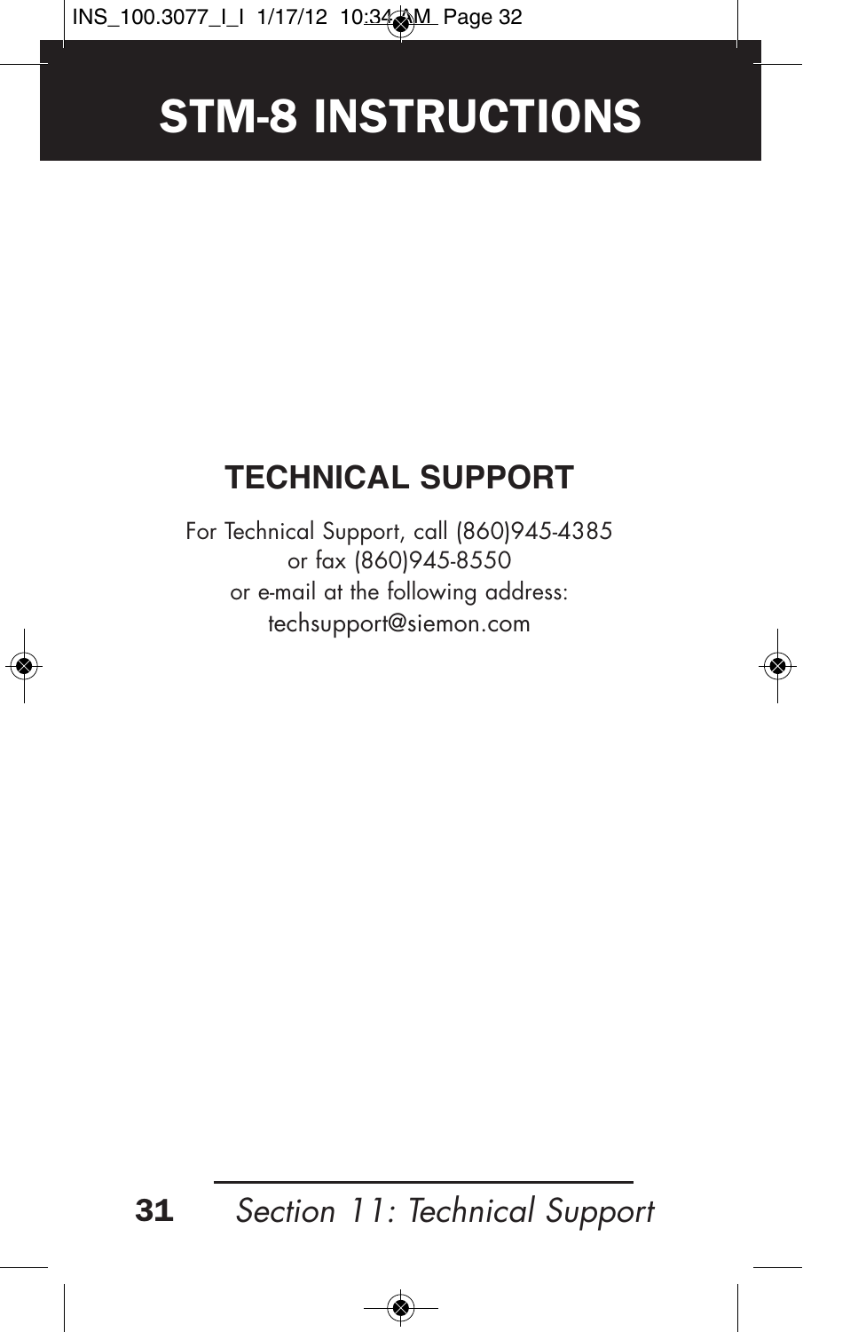# STM-8 INSTRUCTIONS

## TECHNICAL SUPPORT

For Technical Support, call (860)945-4385
or fax (860)945-8550
or e-mail at the following address:
techsupport@siemon.com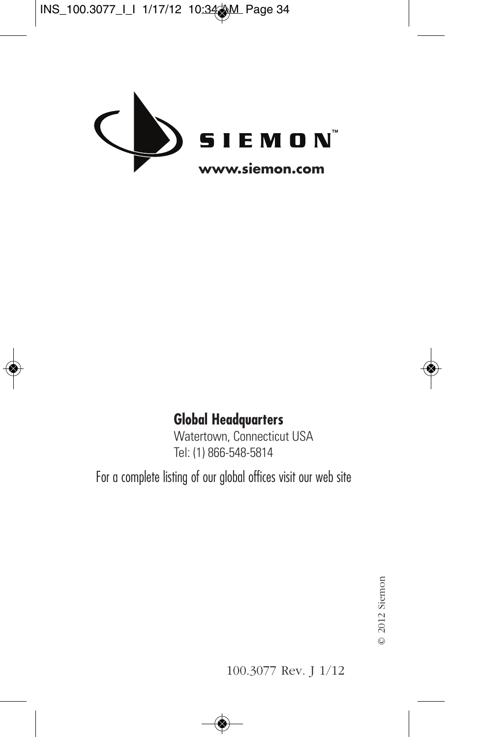SIEMON™

www.siemon.com

**Global Headquarters**
Watertown, Connecticut USA
Tel: (1) 866-548-5814

For a complete listing of our global offices visit our web site

© 2012 Siemon

100.3077 Rev. J 1/12